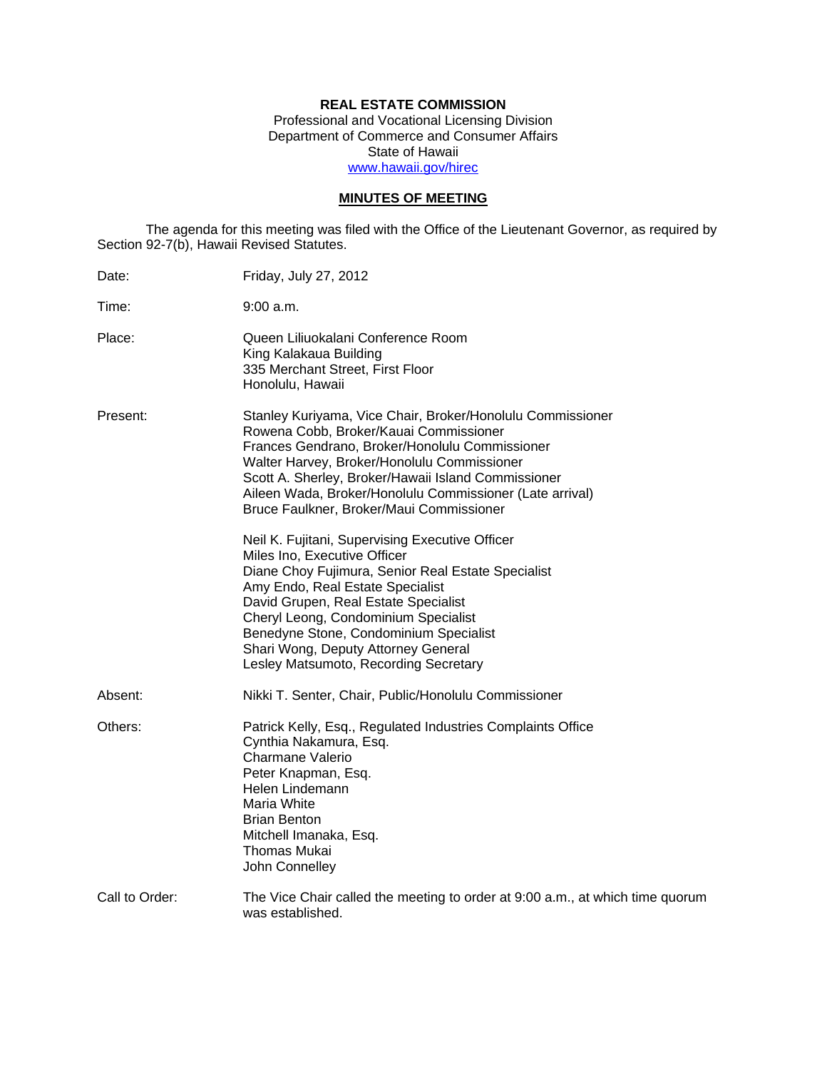**REAL ESTATE COMMISSION**
Professional and Vocational Licensing Division
Department of Commerce and Consumer Affairs
State of Hawaii
www.hawaii.gov/hirec

## MINUTES OF MEETING

The agenda for this meeting was filed with the Office of the Lieutenant Governor, as required by Section 92-7(b), Hawaii Revised Statutes.

Date: Friday, July 27, 2012

Time: 9:00 a.m.

Place: Queen Liliuokalani Conference Room
King Kalakaua Building
335 Merchant Street, First Floor
Honolulu, Hawaii

Present: Stanley Kuriyama, Vice Chair, Broker/Honolulu Commissioner
Rowena Cobb, Broker/Kauai Commissioner
Frances Gendrano, Broker/Honolulu Commissioner
Walter Harvey, Broker/Honolulu Commissioner
Scott A. Sherley, Broker/Hawaii Island Commissioner
Aileen Wada, Broker/Honolulu Commissioner (Late arrival)
Bruce Faulkner, Broker/Maui Commissioner

Neil K. Fujitani, Supervising Executive Officer
Miles Ino, Executive Officer
Diane Choy Fujimura, Senior Real Estate Specialist
Amy Endo, Real Estate Specialist
David Grupen, Real Estate Specialist
Cheryl Leong, Condominium Specialist
Benedyne Stone, Condominium Specialist
Shari Wong, Deputy Attorney General
Lesley Matsumoto, Recording Secretary

Absent: Nikki T. Senter, Chair, Public/Honolulu Commissioner

Others: Patrick Kelly, Esq., Regulated Industries Complaints Office
Cynthia Nakamura, Esq.
Charmane Valerio
Peter Knapman, Esq.
Helen Lindemann
Maria White
Brian Benton
Mitchell Imanaka, Esq.
Thomas Mukai
John Connelley

Call to Order: The Vice Chair called the meeting to order at 9:00 a.m., at which time quorum was established.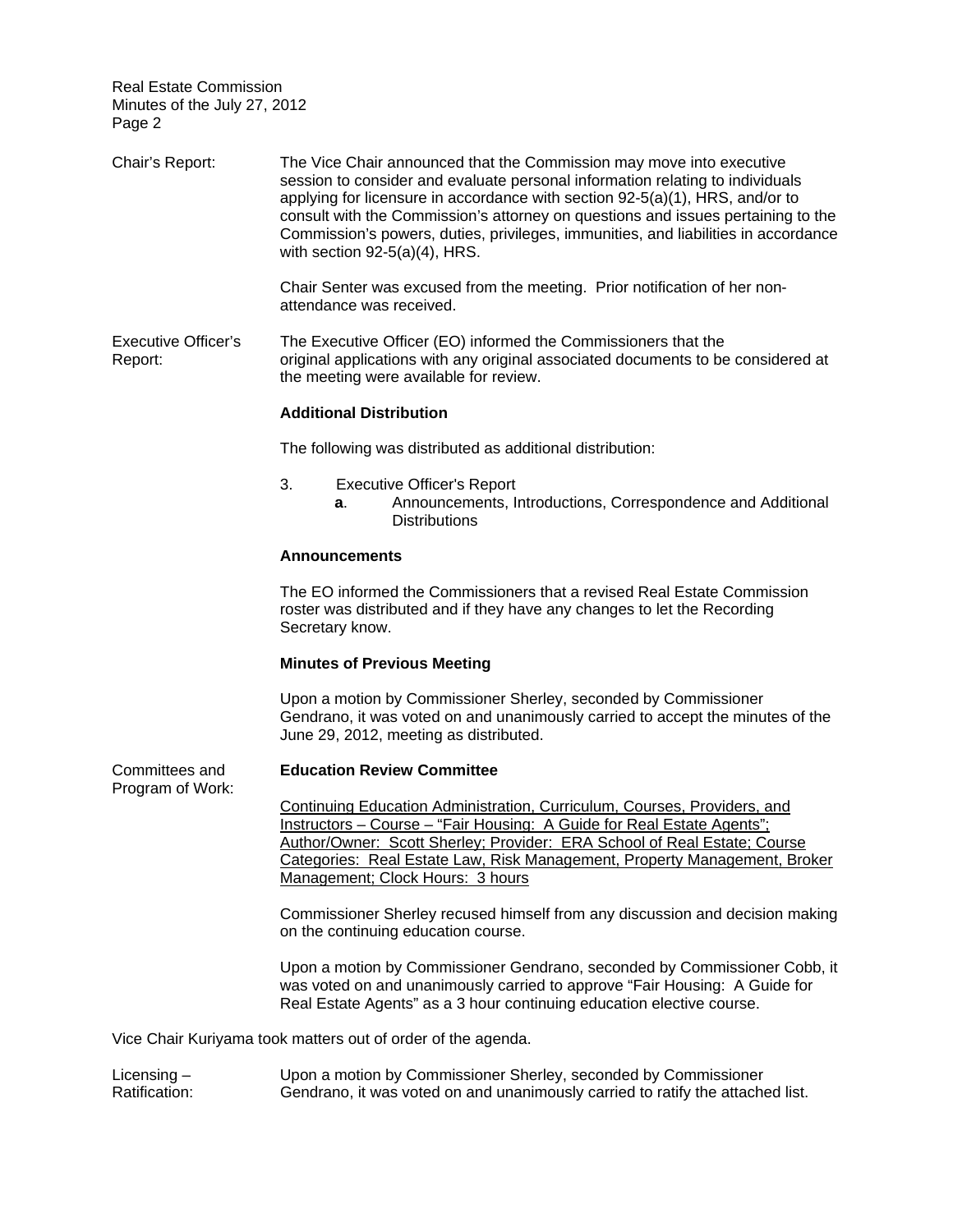Chair's Report: The Vice Chair announced that the Commission may move into executive session to consider and evaluate personal information relating to individuals applying for licensure in accordance with section 92-5(a)(1), HRS, and/or to consult with the Commission's attorney on questions and issues pertaining to the Commission's powers, duties, privileges, immunities, and liabilities in accordance with section 92-5(a)(4), HRS.

Chair Senter was excused from the meeting. Prior notification of her non-attendance was received.

Executive Officer's Report: The Executive Officer (EO) informed the Commissioners that the original applications with any original associated documents to be considered at the meeting were available for review.

**Additional Distribution**

The following was distributed as additional distribution:

3. Executive Officer's Report
   **a**. Announcements, Introductions, Correspondence and Additional Distributions

**Announcements**

The EO informed the Commissioners that a revised Real Estate Commission roster was distributed and if they have any changes to let the Recording Secretary know.

**Minutes of Previous Meeting**

Upon a motion by Commissioner Sherley, seconded by Commissioner Gendrano, it was voted on and unanimously carried to accept the minutes of the June 29, 2012, meeting as distributed.

Committees and Program of Work:

**Education Review Committee**

Continuing Education Administration, Curriculum, Courses, Providers, and Instructors – Course – "Fair Housing: A Guide for Real Estate Agents"; Author/Owner: Scott Sherley; Provider: ERA School of Real Estate; Course Categories: Real Estate Law, Risk Management, Property Management, Broker Management; Clock Hours: 3 hours

Commissioner Sherley recused himself from any discussion and decision making on the continuing education course.

Upon a motion by Commissioner Gendrano, seconded by Commissioner Cobb, it was voted on and unanimously carried to approve "Fair Housing: A Guide for Real Estate Agents" as a 3 hour continuing education elective course.

Vice Chair Kuriyama took matters out of order of the agenda.

Licensing – Ratification: Upon a motion by Commissioner Sherley, seconded by Commissioner Gendrano, it was voted on and unanimously carried to ratify the attached list.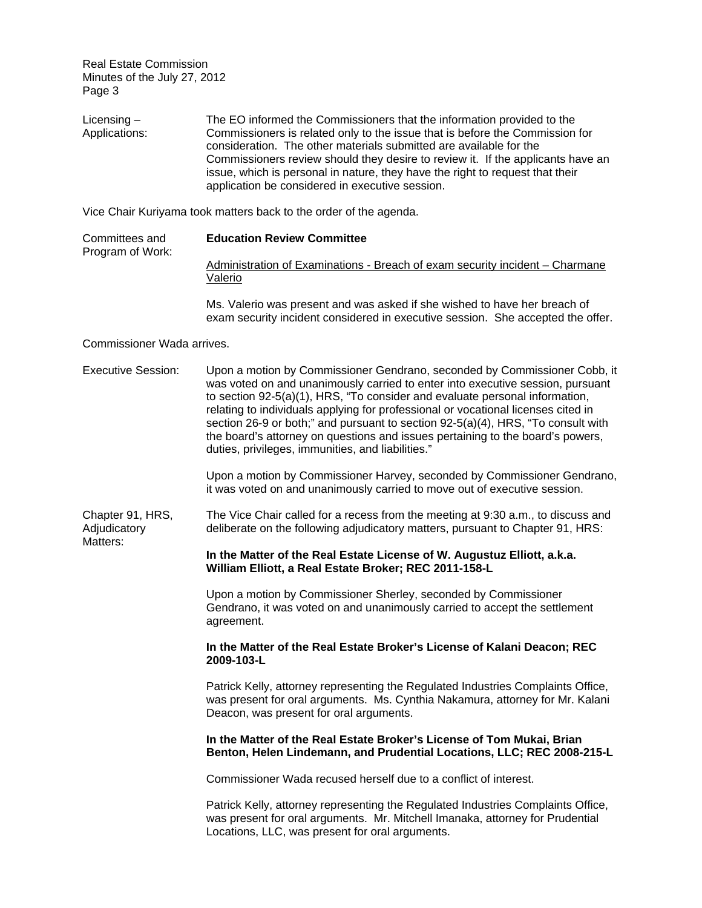Licensing – Applications: The EO informed the Commissioners that the information provided to the Commissioners is related only to the issue that is before the Commission for consideration. The other materials submitted are available for the Commissioners review should they desire to review it. If the applicants have an issue, which is personal in nature, they have the right to request that their application be considered in executive session.

Vice Chair Kuriyama took matters back to the order of the agenda.

Committees and Program of Work: **Education Review Committee**

Administration of Examinations - Breach of exam security incident – Charmane Valerio

Ms. Valerio was present and was asked if she wished to have her breach of exam security incident considered in executive session. She accepted the offer.

Commissioner Wada arrives.

Executive Session: Upon a motion by Commissioner Gendrano, seconded by Commissioner Cobb, it was voted on and unanimously carried to enter into executive session, pursuant to section 92-5(a)(1), HRS, "To consider and evaluate personal information, relating to individuals applying for professional or vocational licenses cited in section 26-9 or both;" and pursuant to section 92-5(a)(4), HRS, "To consult with the board's attorney on questions and issues pertaining to the board's powers, duties, privileges, immunities, and liabilities."

Upon a motion by Commissioner Harvey, seconded by Commissioner Gendrano, it was voted on and unanimously carried to move out of executive session.

Chapter 91, HRS, Adjudicatory Matters: The Vice Chair called for a recess from the meeting at 9:30 a.m., to discuss and deliberate on the following adjudicatory matters, pursuant to Chapter 91, HRS:

**In the Matter of the Real Estate License of W. Augustuz Elliott, a.k.a. William Elliott, a Real Estate Broker; REC 2011-158-L**

Upon a motion by Commissioner Sherley, seconded by Commissioner Gendrano, it was voted on and unanimously carried to accept the settlement agreement.

**In the Matter of the Real Estate Broker's License of Kalani Deacon; REC 2009-103-L**

Patrick Kelly, attorney representing the Regulated Industries Complaints Office, was present for oral arguments. Ms. Cynthia Nakamura, attorney for Mr. Kalani Deacon, was present for oral arguments.

**In the Matter of the Real Estate Broker's License of Tom Mukai, Brian Benton, Helen Lindemann, and Prudential Locations, LLC; REC 2008-215-L**

Commissioner Wada recused herself due to a conflict of interest.

Patrick Kelly, attorney representing the Regulated Industries Complaints Office, was present for oral arguments. Mr. Mitchell Imanaka, attorney for Prudential Locations, LLC, was present for oral arguments.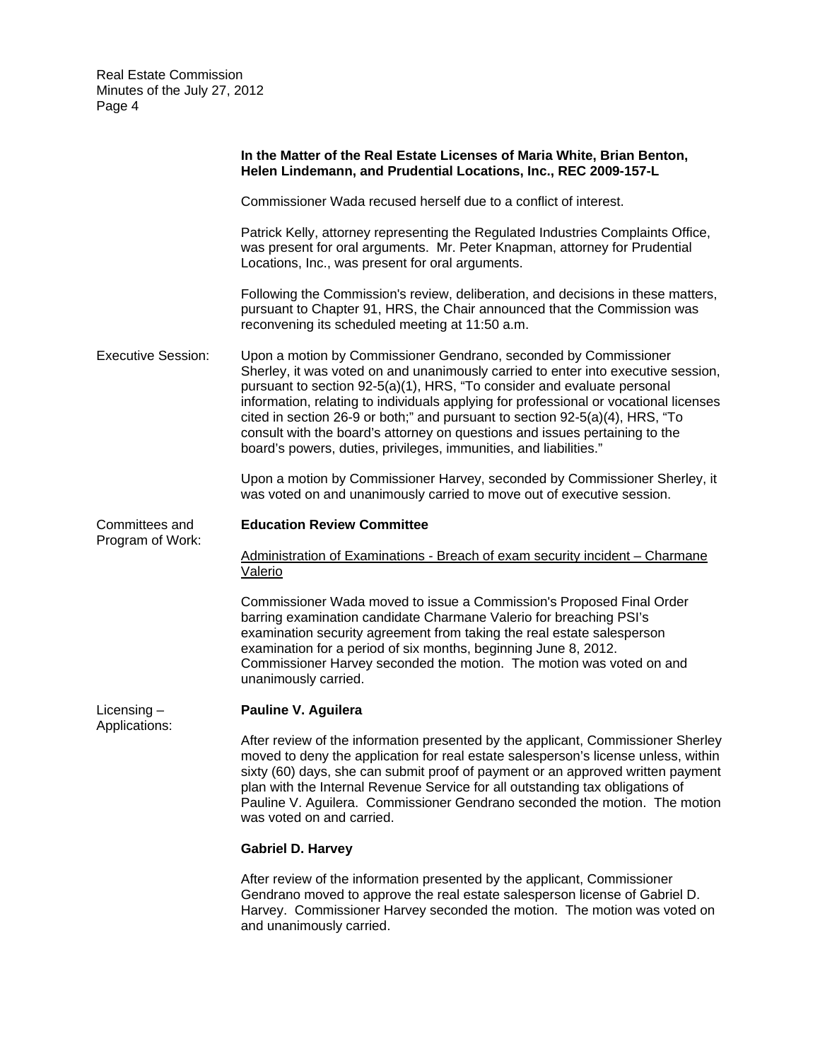**In the Matter of the Real Estate Licenses of Maria White, Brian Benton, Helen Lindemann, and Prudential Locations, Inc., REC 2009-157-L**

Commissioner Wada recused herself due to a conflict of interest.

Patrick Kelly, attorney representing the Regulated Industries Complaints Office, was present for oral arguments. Mr. Peter Knapman, attorney for Prudential Locations, Inc., was present for oral arguments.

Following the Commission's review, deliberation, and decisions in these matters, pursuant to Chapter 91, HRS, the Chair announced that the Commission was reconvening its scheduled meeting at 11:50 a.m.

Executive Session:

Upon a motion by Commissioner Gendrano, seconded by Commissioner Sherley, it was voted on and unanimously carried to enter into executive session, pursuant to section 92-5(a)(1), HRS, "To consider and evaluate personal information, relating to individuals applying for professional or vocational licenses cited in section 26-9 or both;" and pursuant to section 92-5(a)(4), HRS, "To consult with the board's attorney on questions and issues pertaining to the board's powers, duties, privileges, immunities, and liabilities."

Upon a motion by Commissioner Harvey, seconded by Commissioner Sherley, it was voted on and unanimously carried to move out of executive session.

Committees and Program of Work:

**Education Review Committee**

Administration of Examinations - Breach of exam security incident – Charmane Valerio

Commissioner Wada moved to issue a Commission's Proposed Final Order barring examination candidate Charmane Valerio for breaching PSI's examination security agreement from taking the real estate salesperson examination for a period of six months, beginning June 8, 2012. Commissioner Harvey seconded the motion. The motion was voted on and unanimously carried.

Licensing – Applications:

**Pauline V. Aguilera**

After review of the information presented by the applicant, Commissioner Sherley moved to deny the application for real estate salesperson's license unless, within sixty (60) days, she can submit proof of payment or an approved written payment plan with the Internal Revenue Service for all outstanding tax obligations of Pauline V. Aguilera. Commissioner Gendrano seconded the motion. The motion was voted on and carried.

**Gabriel D. Harvey**

After review of the information presented by the applicant, Commissioner Gendrano moved to approve the real estate salesperson license of Gabriel D. Harvey. Commissioner Harvey seconded the motion. The motion was voted on and unanimously carried.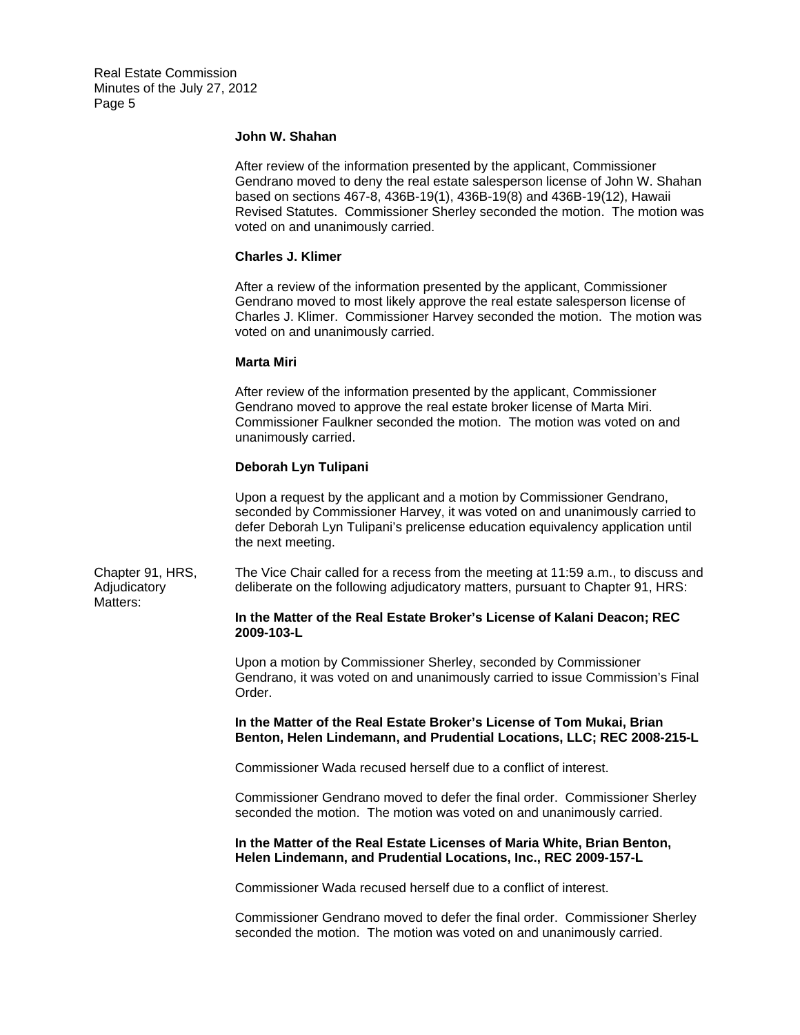**John W. Shahan**

After review of the information presented by the applicant, Commissioner Gendrano moved to deny the real estate salesperson license of John W. Shahan based on sections 467-8, 436B-19(1), 436B-19(8) and 436B-19(12), Hawaii Revised Statutes. Commissioner Sherley seconded the motion. The motion was voted on and unanimously carried.

**Charles J. Klimer**

After a review of the information presented by the applicant, Commissioner Gendrano moved to most likely approve the real estate salesperson license of Charles J. Klimer. Commissioner Harvey seconded the motion. The motion was voted on and unanimously carried.

**Marta Miri**

After review of the information presented by the applicant, Commissioner Gendrano moved to approve the real estate broker license of Marta Miri. Commissioner Faulkner seconded the motion. The motion was voted on and unanimously carried.

**Deborah Lyn Tulipani**

Upon a request by the applicant and a motion by Commissioner Gendrano, seconded by Commissioner Harvey, it was voted on and unanimously carried to defer Deborah Lyn Tulipani's prelicense education equivalency application until the next meeting.

Chapter 91, HRS, Adjudicatory Matters:

The Vice Chair called for a recess from the meeting at 11:59 a.m., to discuss and deliberate on the following adjudicatory matters, pursuant to Chapter 91, HRS:

**In the Matter of the Real Estate Broker's License of Kalani Deacon; REC 2009-103-L**

Upon a motion by Commissioner Sherley, seconded by Commissioner Gendrano, it was voted on and unanimously carried to issue Commission's Final Order.

**In the Matter of the Real Estate Broker's License of Tom Mukai, Brian Benton, Helen Lindemann, and Prudential Locations, LLC; REC 2008-215-L**

Commissioner Wada recused herself due to a conflict of interest.

Commissioner Gendrano moved to defer the final order. Commissioner Sherley seconded the motion. The motion was voted on and unanimously carried.

**In the Matter of the Real Estate Licenses of Maria White, Brian Benton, Helen Lindemann, and Prudential Locations, Inc., REC 2009-157-L**

Commissioner Wada recused herself due to a conflict of interest.

Commissioner Gendrano moved to defer the final order. Commissioner Sherley seconded the motion. The motion was voted on and unanimously carried.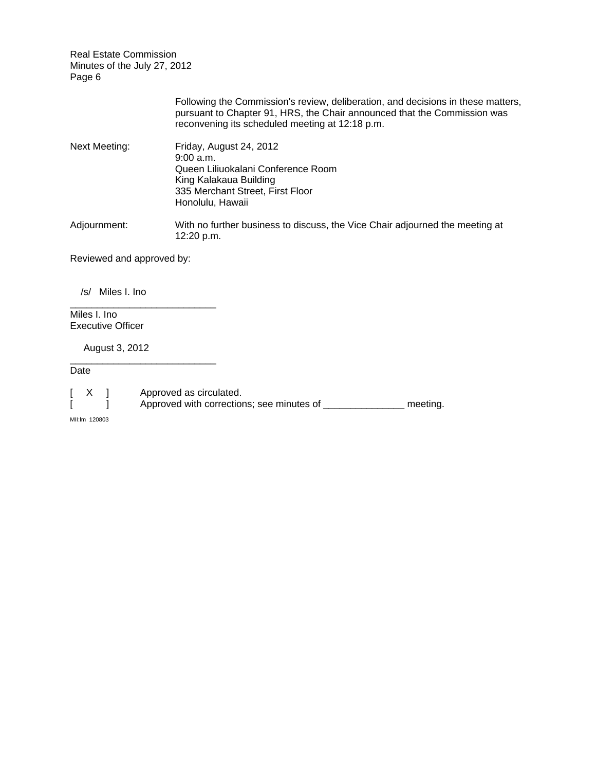Following the Commission's review, deliberation, and decisions in these matters, pursuant to Chapter 91, HRS, the Chair announced that the Commission was reconvening its scheduled meeting at 12:18 p.m.

Next Meeting: Friday, August 24, 2012
9:00 a.m.
Queen Liliuokalani Conference Room
King Kalakaua Building
335 Merchant Street, First Floor
Honolulu, Hawaii

Adjournment: With no further business to discuss, the Vice Chair adjourned the meeting at 12:20 p.m.

Reviewed and approved by:

/s/ Miles I. Ino
___________________________
Miles I. Ino
Executive Officer

August 3, 2012
___________________________
Date

[ X ] Approved as circulated.
[ ] Approved with corrections; see minutes of _______________ meeting.

MII:lm 120803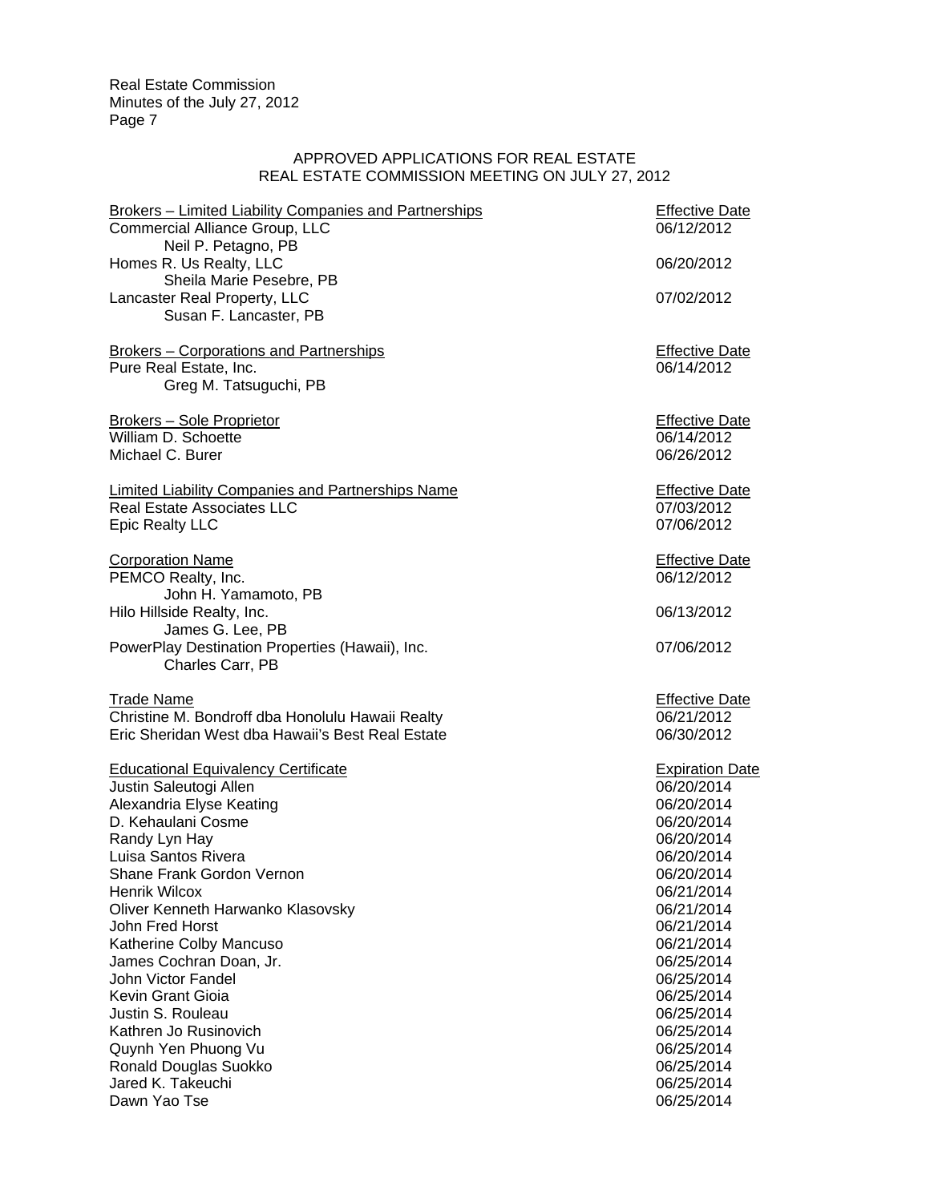## APPROVED APPLICATIONS FOR REAL ESTATE
## REAL ESTATE COMMISSION MEETING ON JULY 27, 2012

| Brokers – Limited Liability Companies and Partnerships | Effective Date |
|---|---|
| Commercial Alliance Group, LLC | 06/12/2012 |
| Neil P. Petagno, PB | |
| Homes R. Us Realty, LLC | 06/20/2012 |
| Sheila Marie Pesebre, PB | |
| Lancaster Real Property, LLC | 07/02/2012 |
| Susan F. Lancaster, PB | |

| Brokers – Corporations and Partnerships | Effective Date |
|---|---|
| Pure Real Estate, Inc. | 06/14/2012 |
| Greg M. Tatsuguchi, PB | |

| Brokers – Sole Proprietor | Effective Date |
|---|---|
| William D. Schoette | 06/14/2012 |
| Michael C. Burer | 06/26/2012 |

| Limited Liability Companies and Partnerships Name | Effective Date |
|---|---|
| Real Estate Associates LLC | 07/03/2012 |
| Epic Realty LLC | 07/06/2012 |

| Corporation Name | Effective Date |
|---|---|
| PEMCO Realty, Inc. | 06/12/2012 |
| John H. Yamamoto, PB | |
| Hilo Hillside Realty, Inc. | 06/13/2012 |
| James G. Lee, PB | |
| PowerPlay Destination Properties (Hawaii), Inc. | 07/06/2012 |
| Charles Carr, PB | |

| Trade Name | Effective Date |
|---|---|
| Christine M. Bondroff dba Honolulu Hawaii Realty | 06/21/2012 |
| Eric Sheridan West dba Hawaii's Best Real Estate | 06/30/2012 |

| Educational Equivalency Certificate | Expiration Date |
|---|---|
| Justin Saleutogi Allen | 06/20/2014 |
| Alexandria Elyse Keating | 06/20/2014 |
| D. Kehaulani Cosme | 06/20/2014 |
| Randy Lyn Hay | 06/20/2014 |
| Luisa Santos Rivera | 06/20/2014 |
| Shane Frank Gordon Vernon | 06/20/2014 |
| Henrik Wilcox | 06/21/2014 |
| Oliver Kenneth Harwanko Klasovsky | 06/21/2014 |
| John Fred Horst | 06/21/2014 |
| Katherine Colby Mancuso | 06/21/2014 |
| James Cochran Doan, Jr. | 06/25/2014 |
| John Victor Fandel | 06/25/2014 |
| Kevin Grant Gioia | 06/25/2014 |
| Justin S. Rouleau | 06/25/2014 |
| Kathren Jo Rusinovich | 06/25/2014 |
| Quynh Yen Phuong Vu | 06/25/2014 |
| Ronald Douglas Suokko | 06/25/2014 |
| Jared K. Takeuchi | 06/25/2014 |
| Dawn Yao Tse | 06/25/2014 |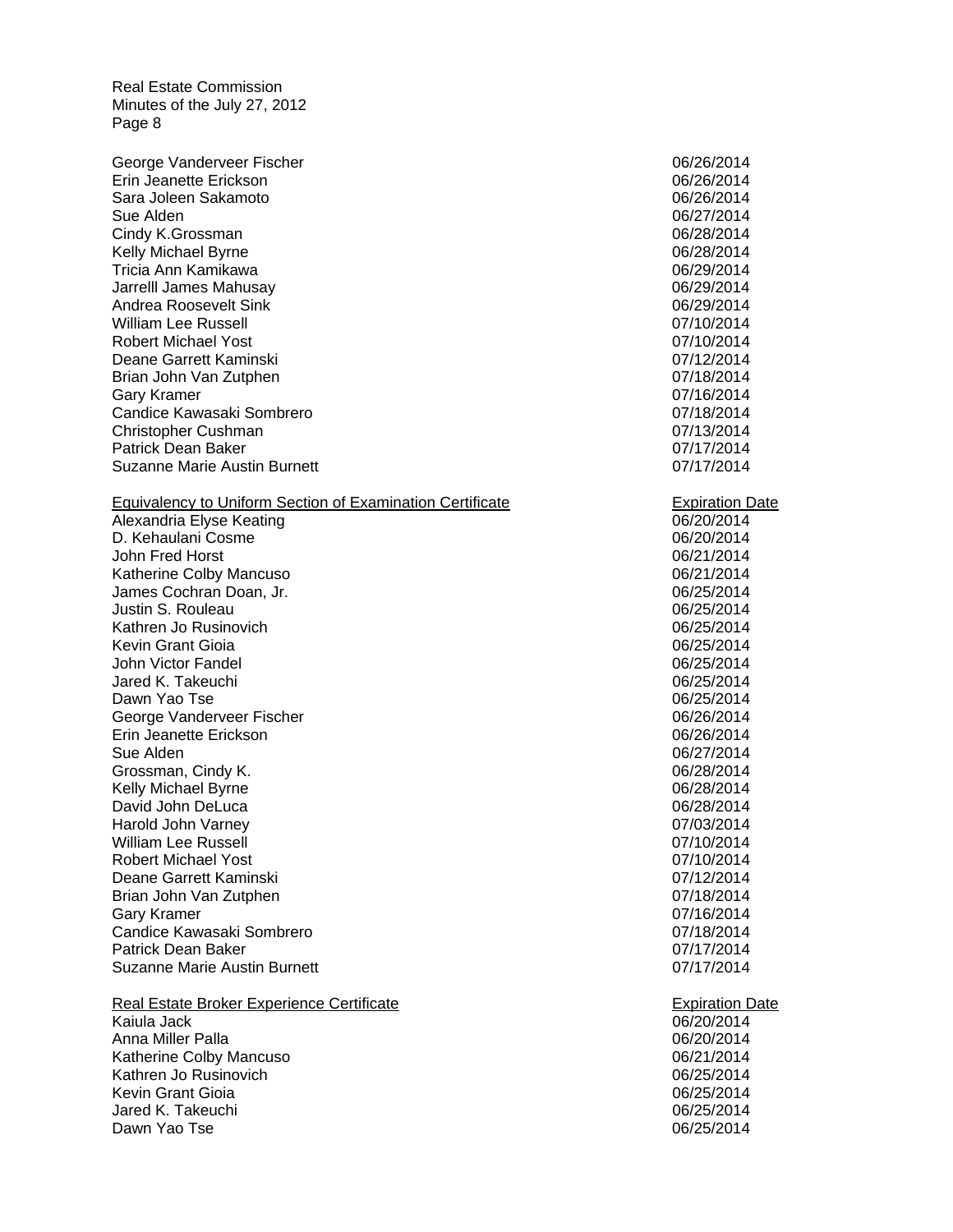| | |
|---|---|
| George Vanderveer Fischer | 06/26/2014 |
| Erin Jeanette Erickson | 06/26/2014 |
| Sara Joleen Sakamoto | 06/26/2014 |
| Sue Alden | 06/27/2014 |
| Cindy K.Grossman | 06/28/2014 |
| Kelly Michael Byrne | 06/28/2014 |
| Tricia Ann Kamikawa | 06/29/2014 |
| Jarrelll James Mahusay | 06/29/2014 |
| Andrea Roosevelt Sink | 06/29/2014 |
| William Lee Russell | 07/10/2014 |
| Robert Michael Yost | 07/10/2014 |
| Deane Garrett Kaminski | 07/12/2014 |
| Brian John Van Zutphen | 07/18/2014 |
| Gary Kramer | 07/16/2014 |
| Candice Kawasaki Sombrero | 07/18/2014 |
| Christopher Cushman | 07/13/2014 |
| Patrick Dean Baker | 07/17/2014 |
| Suzanne Marie Austin Burnett | 07/17/2014 |

| Equivalency to Uniform Section of Examination Certificate | Expiration Date |
|---|---|
| Alexandria Elyse Keating | 06/20/2014 |
| D. Kehaulani Cosme | 06/20/2014 |
| John Fred Horst | 06/21/2014 |
| Katherine Colby Mancuso | 06/21/2014 |
| James Cochran Doan, Jr. | 06/25/2014 |
| Justin S. Rouleau | 06/25/2014 |
| Kathren Jo Rusinovich | 06/25/2014 |
| Kevin Grant Gioia | 06/25/2014 |
| John Victor Fandel | 06/25/2014 |
| Jared K. Takeuchi | 06/25/2014 |
| Dawn Yao Tse | 06/25/2014 |
| George Vanderveer Fischer | 06/26/2014 |
| Erin Jeanette Erickson | 06/26/2014 |
| Sue Alden | 06/27/2014 |
| Grossman, Cindy K. | 06/28/2014 |
| Kelly Michael Byrne | 06/28/2014 |
| David John DeLuca | 06/28/2014 |
| Harold John Varney | 07/03/2014 |
| William Lee Russell | 07/10/2014 |
| Robert Michael Yost | 07/10/2014 |
| Deane Garrett Kaminski | 07/12/2014 |
| Brian John Van Zutphen | 07/18/2014 |
| Gary Kramer | 07/16/2014 |
| Candice Kawasaki Sombrero | 07/18/2014 |
| Patrick Dean Baker | 07/17/2014 |
| Suzanne Marie Austin Burnett | 07/17/2014 |

| Real Estate Broker Experience Certificate | Expiration Date |
|---|---|
| Kaiula Jack | 06/20/2014 |
| Anna Miller Palla | 06/20/2014 |
| Katherine Colby Mancuso | 06/21/2014 |
| Kathren Jo Rusinovich | 06/25/2014 |
| Kevin Grant Gioia | 06/25/2014 |
| Jared K. Takeuchi | 06/25/2014 |
| Dawn Yao Tse | 06/25/2014 |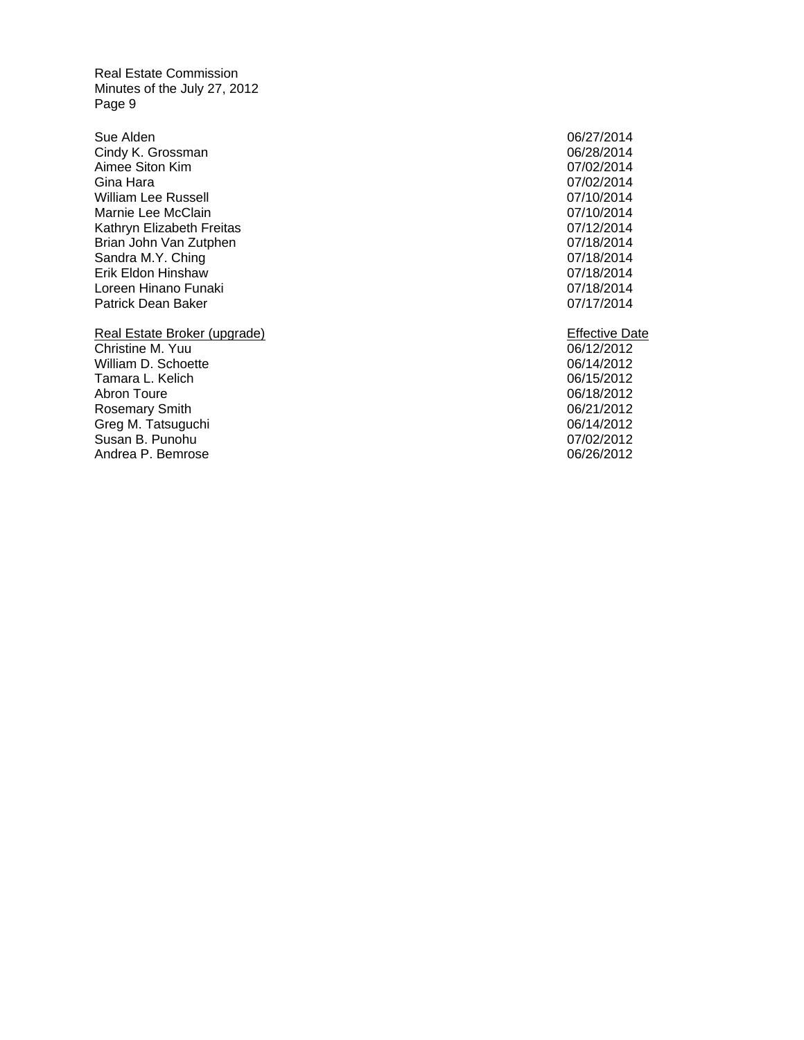| | |
|---|---|
| Sue Alden | 06/27/2014 |
| Cindy K. Grossman | 06/28/2014 |
| Aimee Siton Kim | 07/02/2014 |
| Gina Hara | 07/02/2014 |
| William Lee Russell | 07/10/2014 |
| Marnie Lee McClain | 07/10/2014 |
| Kathryn Elizabeth Freitas | 07/12/2014 |
| Brian John Van Zutphen | 07/18/2014 |
| Sandra M.Y. Ching | 07/18/2014 |
| Erik Eldon Hinshaw | 07/18/2014 |
| Loreen Hinano Funaki | 07/18/2014 |
| Patrick Dean Baker | 07/17/2014 |

| Real Estate Broker (upgrade) | Effective Date |
|---|---|
| Christine M. Yuu | 06/12/2012 |
| William D. Schoette | 06/14/2012 |
| Tamara L. Kelich | 06/15/2012 |
| Abron Toure | 06/18/2012 |
| Rosemary Smith | 06/21/2012 |
| Greg M. Tatsuguchi | 06/14/2012 |
| Susan B. Punohu | 07/02/2012 |
| Andrea P. Bemrose | 06/26/2012 |